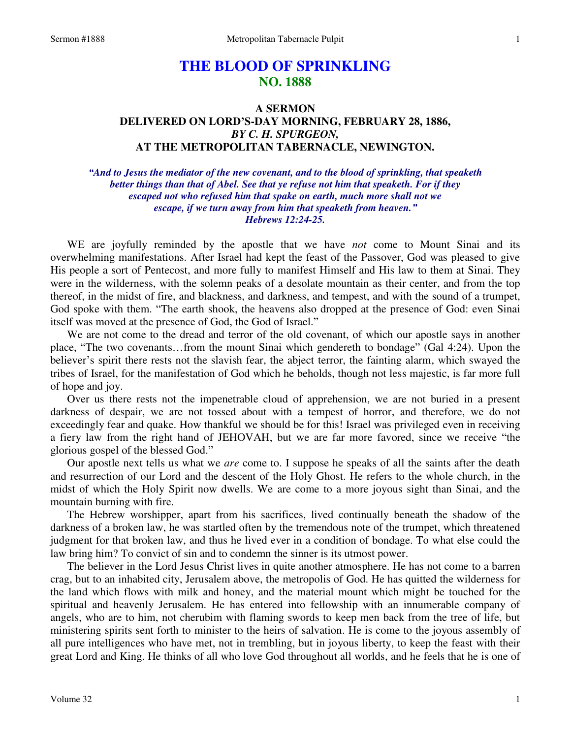# THE BLOOD OF SPRINKLING
## NO. 1888

### A SERMON
### DELIVERED ON LORD'S-DAY MORNING, FEBRUARY 28, 1886,
### *BY C. H. SPURGEON,*
### AT THE METROPOLITAN TABERNACLE, NEWINGTON.

***"And to Jesus the mediator of the new covenant, and to the blood of sprinkling, that speaketh better things than that of Abel. See that ye refuse not him that speaketh. For if they escaped not who refused him that spake on earth, much more shall not we escape, if we turn away from him that speaketh from heaven." Hebrews 12:24-25.***

WE are joyfully reminded by the apostle that we have *not* come to Mount Sinai and its overwhelming manifestations. After Israel had kept the feast of the Passover, God was pleased to give His people a sort of Pentecost, and more fully to manifest Himself and His law to them at Sinai. They were in the wilderness, with the solemn peaks of a desolate mountain as their center, and from the top thereof, in the midst of fire, and blackness, and darkness, and tempest, and with the sound of a trumpet, God spoke with them. "The earth shook, the heavens also dropped at the presence of God: even Sinai itself was moved at the presence of God, the God of Israel."

We are not come to the dread and terror of the old covenant, of which our apostle says in another place, "The two covenants…from the mount Sinai which gendereth to bondage" (Gal 4:24). Upon the believer's spirit there rests not the slavish fear, the abject terror, the fainting alarm, which swayed the tribes of Israel, for the manifestation of God which he beholds, though not less majestic, is far more full of hope and joy.

Over us there rests not the impenetrable cloud of apprehension, we are not buried in a present darkness of despair, we are not tossed about with a tempest of horror, and therefore, we do not exceedingly fear and quake. How thankful we should be for this! Israel was privileged even in receiving a fiery law from the right hand of JEHOVAH, but we are far more favored, since we receive "the glorious gospel of the blessed God."

Our apostle next tells us what we *are* come to. I suppose he speaks of all the saints after the death and resurrection of our Lord and the descent of the Holy Ghost. He refers to the whole church, in the midst of which the Holy Spirit now dwells. We are come to a more joyous sight than Sinai, and the mountain burning with fire.

The Hebrew worshipper, apart from his sacrifices, lived continually beneath the shadow of the darkness of a broken law, he was startled often by the tremendous note of the trumpet, which threatened judgment for that broken law, and thus he lived ever in a condition of bondage. To what else could the law bring him? To convict of sin and to condemn the sinner is its utmost power.

The believer in the Lord Jesus Christ lives in quite another atmosphere. He has not come to a barren crag, but to an inhabited city, Jerusalem above, the metropolis of God. He has quitted the wilderness for the land which flows with milk and honey, and the material mount which might be touched for the spiritual and heavenly Jerusalem. He has entered into fellowship with an innumerable company of angels, who are to him, not cherubim with flaming swords to keep men back from the tree of life, but ministering spirits sent forth to minister to the heirs of salvation. He is come to the joyous assembly of all pure intelligences who have met, not in trembling, but in joyous liberty, to keep the feast with their great Lord and King. He thinks of all who love God throughout all worlds, and he feels that he is one of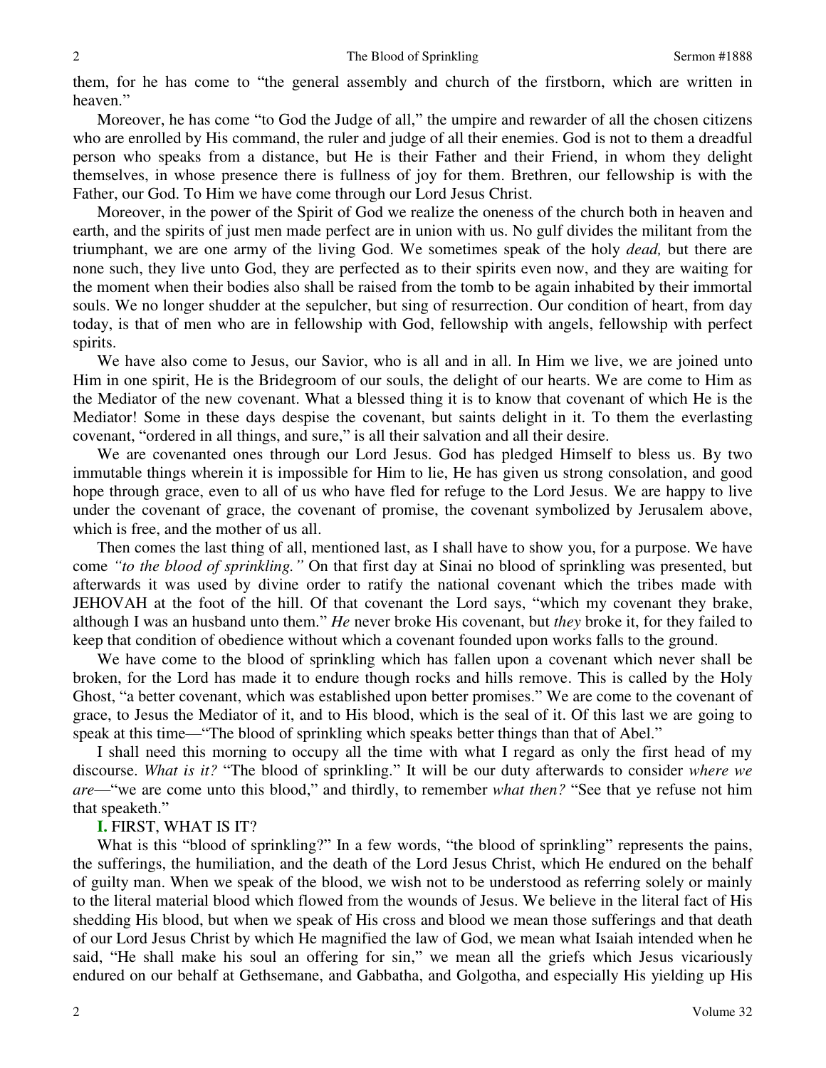them, for he has come to "the general assembly and church of the firstborn, which are written in heaven."

Moreover, he has come "to God the Judge of all," the umpire and rewarder of all the chosen citizens who are enrolled by His command, the ruler and judge of all their enemies. God is not to them a dreadful person who speaks from a distance, but He is their Father and their Friend, in whom they delight themselves, in whose presence there is fullness of joy for them. Brethren, our fellowship is with the Father, our God. To Him we have come through our Lord Jesus Christ.

Moreover, in the power of the Spirit of God we realize the oneness of the church both in heaven and earth, and the spirits of just men made perfect are in union with us. No gulf divides the militant from the triumphant, we are one army of the living God. We sometimes speak of the holy *dead,* but there are none such, they live unto God, they are perfected as to their spirits even now, and they are waiting for the moment when their bodies also shall be raised from the tomb to be again inhabited by their immortal souls. We no longer shudder at the sepulcher, but sing of resurrection. Our condition of heart, from day today, is that of men who are in fellowship with God, fellowship with angels, fellowship with perfect spirits.

We have also come to Jesus, our Savior, who is all and in all. In Him we live, we are joined unto Him in one spirit, He is the Bridegroom of our souls, the delight of our hearts. We are come to Him as the Mediator of the new covenant. What a blessed thing it is to know that covenant of which He is the Mediator! Some in these days despise the covenant, but saints delight in it. To them the everlasting covenant, "ordered in all things, and sure," is all their salvation and all their desire.

We are covenanted ones through our Lord Jesus. God has pledged Himself to bless us. By two immutable things wherein it is impossible for Him to lie, He has given us strong consolation, and good hope through grace, even to all of us who have fled for refuge to the Lord Jesus. We are happy to live under the covenant of grace, the covenant of promise, the covenant symbolized by Jerusalem above, which is free, and the mother of us all.

Then comes the last thing of all, mentioned last, as I shall have to show you, for a purpose. We have come *"to the blood of sprinkling."* On that first day at Sinai no blood of sprinkling was presented, but afterwards it was used by divine order to ratify the national covenant which the tribes made with JEHOVAH at the foot of the hill. Of that covenant the Lord says, "which my covenant they brake, although I was an husband unto them." *He* never broke His covenant, but *they* broke it, for they failed to keep that condition of obedience without which a covenant founded upon works falls to the ground.

We have come to the blood of sprinkling which has fallen upon a covenant which never shall be broken, for the Lord has made it to endure though rocks and hills remove. This is called by the Holy Ghost, "a better covenant, which was established upon better promises." We are come to the covenant of grace, to Jesus the Mediator of it, and to His blood, which is the seal of it. Of this last we are going to speak at this time—"The blood of sprinkling which speaks better things than that of Abel."

I shall need this morning to occupy all the time with what I regard as only the first head of my discourse. *What is it?* "The blood of sprinkling." It will be our duty afterwards to consider *where we are*—"we are come unto this blood," and thirdly, to remember *what then?* "See that ye refuse not him that speaketh."

**I.** FIRST, WHAT IS IT?

What is this "blood of sprinkling?" In a few words, "the blood of sprinkling" represents the pains, the sufferings, the humiliation, and the death of the Lord Jesus Christ, which He endured on the behalf of guilty man. When we speak of the blood, we wish not to be understood as referring solely or mainly to the literal material blood which flowed from the wounds of Jesus. We believe in the literal fact of His shedding His blood, but when we speak of His cross and blood we mean those sufferings and that death of our Lord Jesus Christ by which He magnified the law of God, we mean what Isaiah intended when he said, "He shall make his soul an offering for sin," we mean all the griefs which Jesus vicariously endured on our behalf at Gethsemane, and Gabbatha, and Golgotha, and especially His yielding up His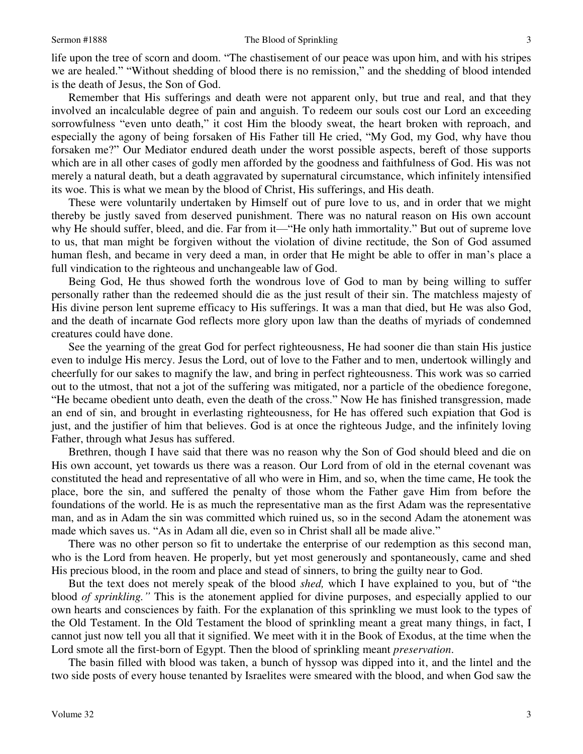life upon the tree of scorn and doom. "The chastisement of our peace was upon him, and with his stripes we are healed." "Without shedding of blood there is no remission," and the shedding of blood intended is the death of Jesus, the Son of God.

Remember that His sufferings and death were not apparent only, but true and real, and that they involved an incalculable degree of pain and anguish. To redeem our souls cost our Lord an exceeding sorrowfulness "even unto death," it cost Him the bloody sweat, the heart broken with reproach, and especially the agony of being forsaken of His Father till He cried, "My God, my God, why have thou forsaken me?" Our Mediator endured death under the worst possible aspects, bereft of those supports which are in all other cases of godly men afforded by the goodness and faithfulness of God. His was not merely a natural death, but a death aggravated by supernatural circumstance, which infinitely intensified its woe. This is what we mean by the blood of Christ, His sufferings, and His death.

These were voluntarily undertaken by Himself out of pure love to us, and in order that we might thereby be justly saved from deserved punishment. There was no natural reason on His own account why He should suffer, bleed, and die. Far from it—"He only hath immortality." But out of supreme love to us, that man might be forgiven without the violation of divine rectitude, the Son of God assumed human flesh, and became in very deed a man, in order that He might be able to offer in man's place a full vindication to the righteous and unchangeable law of God.

Being God, He thus showed forth the wondrous love of God to man by being willing to suffer personally rather than the redeemed should die as the just result of their sin. The matchless majesty of His divine person lent supreme efficacy to His sufferings. It was a man that died, but He was also God, and the death of incarnate God reflects more glory upon law than the deaths of myriads of condemned creatures could have done.

See the yearning of the great God for perfect righteousness, He had sooner die than stain His justice even to indulge His mercy. Jesus the Lord, out of love to the Father and to men, undertook willingly and cheerfully for our sakes to magnify the law, and bring in perfect righteousness. This work was so carried out to the utmost, that not a jot of the suffering was mitigated, nor a particle of the obedience foregone, "He became obedient unto death, even the death of the cross." Now He has finished transgression, made an end of sin, and brought in everlasting righteousness, for He has offered such expiation that God is just, and the justifier of him that believes. God is at once the righteous Judge, and the infinitely loving Father, through what Jesus has suffered.

Brethren, though I have said that there was no reason why the Son of God should bleed and die on His own account, yet towards us there was a reason. Our Lord from of old in the eternal covenant was constituted the head and representative of all who were in Him, and so, when the time came, He took the place, bore the sin, and suffered the penalty of those whom the Father gave Him from before the foundations of the world. He is as much the representative man as the first Adam was the representative man, and as in Adam the sin was committed which ruined us, so in the second Adam the atonement was made which saves us. "As in Adam all die, even so in Christ shall all be made alive."

There was no other person so fit to undertake the enterprise of our redemption as this second man, who is the Lord from heaven. He properly, but yet most generously and spontaneously, came and shed His precious blood, in the room and place and stead of sinners, to bring the guilty near to God.

But the text does not merely speak of the blood *shed,* which I have explained to you, but of "the blood *of sprinkling."* This is the atonement applied for divine purposes, and especially applied to our own hearts and consciences by faith. For the explanation of this sprinkling we must look to the types of the Old Testament. In the Old Testament the blood of sprinkling meant a great many things, in fact, I cannot just now tell you all that it signified. We meet with it in the Book of Exodus, at the time when the Lord smote all the first-born of Egypt. Then the blood of sprinkling meant *preservation*.

The basin filled with blood was taken, a bunch of hyssop was dipped into it, and the lintel and the two side posts of every house tenanted by Israelites were smeared with the blood, and when God saw the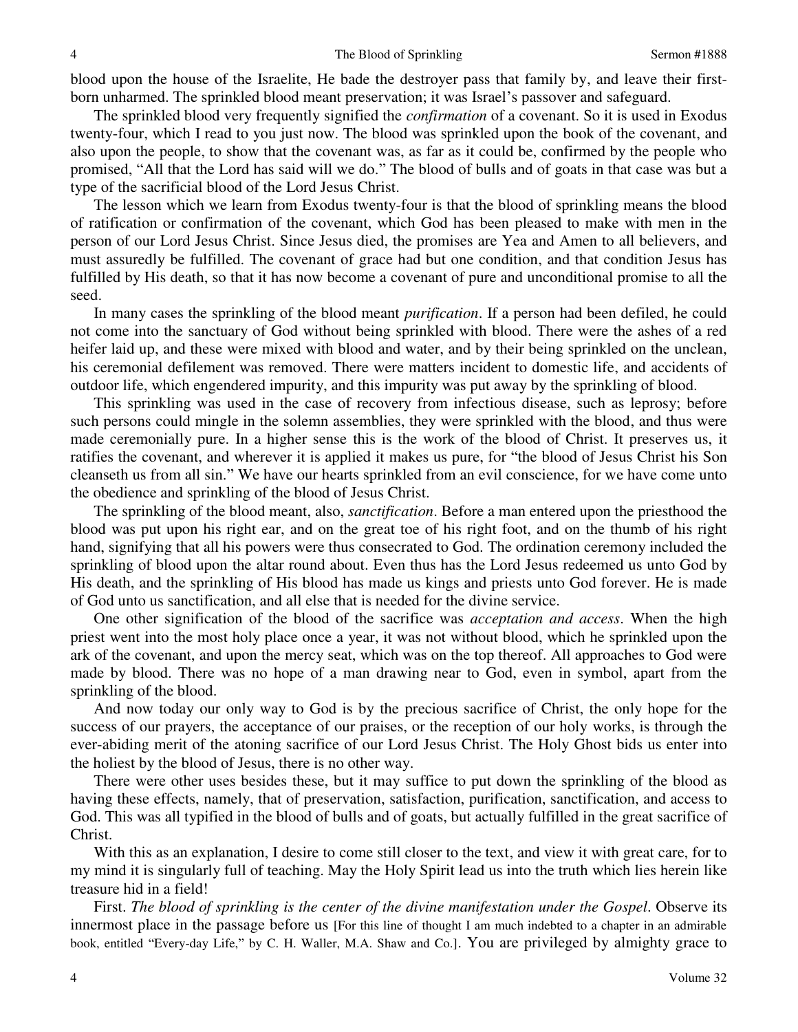blood upon the house of the Israelite, He bade the destroyer pass that family by, and leave their first-born unharmed. The sprinkled blood meant preservation; it was Israel's passover and safeguard.

The sprinkled blood very frequently signified the *confirmation* of a covenant. So it is used in Exodus twenty-four, which I read to you just now. The blood was sprinkled upon the book of the covenant, and also upon the people, to show that the covenant was, as far as it could be, confirmed by the people who promised, "All that the Lord has said will we do." The blood of bulls and of goats in that case was but a type of the sacrificial blood of the Lord Jesus Christ.

The lesson which we learn from Exodus twenty-four is that the blood of sprinkling means the blood of ratification or confirmation of the covenant, which God has been pleased to make with men in the person of our Lord Jesus Christ. Since Jesus died, the promises are Yea and Amen to all believers, and must assuredly be fulfilled. The covenant of grace had but one condition, and that condition Jesus has fulfilled by His death, so that it has now become a covenant of pure and unconditional promise to all the seed.

In many cases the sprinkling of the blood meant *purification*. If a person had been defiled, he could not come into the sanctuary of God without being sprinkled with blood. There were the ashes of a red heifer laid up, and these were mixed with blood and water, and by their being sprinkled on the unclean, his ceremonial defilement was removed. There were matters incident to domestic life, and accidents of outdoor life, which engendered impurity, and this impurity was put away by the sprinkling of blood.

This sprinkling was used in the case of recovery from infectious disease, such as leprosy; before such persons could mingle in the solemn assemblies, they were sprinkled with the blood, and thus were made ceremonially pure. In a higher sense this is the work of the blood of Christ. It preserves us, it ratifies the covenant, and wherever it is applied it makes us pure, for "the blood of Jesus Christ his Son cleanseth us from all sin." We have our hearts sprinkled from an evil conscience, for we have come unto the obedience and sprinkling of the blood of Jesus Christ.

The sprinkling of the blood meant, also, *sanctification*. Before a man entered upon the priesthood the blood was put upon his right ear, and on the great toe of his right foot, and on the thumb of his right hand, signifying that all his powers were thus consecrated to God. The ordination ceremony included the sprinkling of blood upon the altar round about. Even thus has the Lord Jesus redeemed us unto God by His death, and the sprinkling of His blood has made us kings and priests unto God forever. He is made of God unto us sanctification, and all else that is needed for the divine service.

One other signification of the blood of the sacrifice was *acceptation and access*. When the high priest went into the most holy place once a year, it was not without blood, which he sprinkled upon the ark of the covenant, and upon the mercy seat, which was on the top thereof. All approaches to God were made by blood. There was no hope of a man drawing near to God, even in symbol, apart from the sprinkling of the blood.

And now today our only way to God is by the precious sacrifice of Christ, the only hope for the success of our prayers, the acceptance of our praises, or the reception of our holy works, is through the ever-abiding merit of the atoning sacrifice of our Lord Jesus Christ. The Holy Ghost bids us enter into the holiest by the blood of Jesus, there is no other way.

There were other uses besides these, but it may suffice to put down the sprinkling of the blood as having these effects, namely, that of preservation, satisfaction, purification, sanctification, and access to God. This was all typified in the blood of bulls and of goats, but actually fulfilled in the great sacrifice of Christ.

With this as an explanation, I desire to come still closer to the text, and view it with great care, for to my mind it is singularly full of teaching. May the Holy Spirit lead us into the truth which lies herein like treasure hid in a field!

First. *The blood of sprinkling is the center of the divine manifestation under the Gospel*. Observe its innermost place in the passage before us [For this line of thought I am much indebted to a chapter in an admirable book, entitled "Every-day Life," by C. H. Waller, M.A. Shaw and Co.]. You are privileged by almighty grace to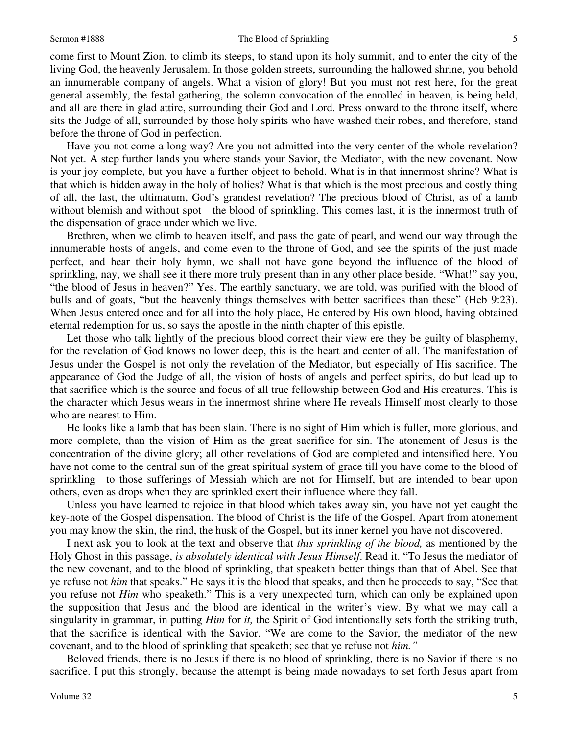come first to Mount Zion, to climb its steeps, to stand upon its holy summit, and to enter the city of the living God, the heavenly Jerusalem. In those golden streets, surrounding the hallowed shrine, you behold an innumerable company of angels. What a vision of glory! But you must not rest here, for the great general assembly, the festal gathering, the solemn convocation of the enrolled in heaven, is being held, and all are there in glad attire, surrounding their God and Lord. Press onward to the throne itself, where sits the Judge of all, surrounded by those holy spirits who have washed their robes, and therefore, stand before the throne of God in perfection.

Have you not come a long way? Are you not admitted into the very center of the whole revelation? Not yet. A step further lands you where stands your Savior, the Mediator, with the new covenant. Now is your joy complete, but you have a further object to behold. What is in that innermost shrine? What is that which is hidden away in the holy of holies? What is that which is the most precious and costly thing of all, the last, the ultimatum, God's grandest revelation? The precious blood of Christ, as of a lamb without blemish and without spot—the blood of sprinkling. This comes last, it is the innermost truth of the dispensation of grace under which we live.

Brethren, when we climb to heaven itself, and pass the gate of pearl, and wend our way through the innumerable hosts of angels, and come even to the throne of God, and see the spirits of the just made perfect, and hear their holy hymn, we shall not have gone beyond the influence of the blood of sprinkling, nay, we shall see it there more truly present than in any other place beside. "What!" say you, "the blood of Jesus in heaven?" Yes. The earthly sanctuary, we are told, was purified with the blood of bulls and of goats, "but the heavenly things themselves with better sacrifices than these" (Heb 9:23). When Jesus entered once and for all into the holy place, He entered by His own blood, having obtained eternal redemption for us, so says the apostle in the ninth chapter of this epistle.

Let those who talk lightly of the precious blood correct their view ere they be guilty of blasphemy, for the revelation of God knows no lower deep, this is the heart and center of all. The manifestation of Jesus under the Gospel is not only the revelation of the Mediator, but especially of His sacrifice. The appearance of God the Judge of all, the vision of hosts of angels and perfect spirits, do but lead up to that sacrifice which is the source and focus of all true fellowship between God and His creatures. This is the character which Jesus wears in the innermost shrine where He reveals Himself most clearly to those who are nearest to Him.

He looks like a lamb that has been slain. There is no sight of Him which is fuller, more glorious, and more complete, than the vision of Him as the great sacrifice for sin. The atonement of Jesus is the concentration of the divine glory; all other revelations of God are completed and intensified here. You have not come to the central sun of the great spiritual system of grace till you have come to the blood of sprinkling—to those sufferings of Messiah which are not for Himself, but are intended to bear upon others, even as drops when they are sprinkled exert their influence where they fall.

Unless you have learned to rejoice in that blood which takes away sin, you have not yet caught the key-note of the Gospel dispensation. The blood of Christ is the life of the Gospel. Apart from atonement you may know the skin, the rind, the husk of the Gospel, but its inner kernel you have not discovered.

I next ask you to look at the text and observe that *this sprinkling of the blood,* as mentioned by the Holy Ghost in this passage, *is absolutely identical with Jesus Himself*. Read it. "To Jesus the mediator of the new covenant, and to the blood of sprinkling, that speaketh better things than that of Abel. See that ye refuse not *him* that speaks." He says it is the blood that speaks, and then he proceeds to say, "See that you refuse not *Him* who speaketh." This is a very unexpected turn, which can only be explained upon the supposition that Jesus and the blood are identical in the writer's view. By what we may call a singularity in grammar, in putting *Him* for *it,* the Spirit of God intentionally sets forth the striking truth, that the sacrifice is identical with the Savior. "We are come to the Savior, the mediator of the new covenant, and to the blood of sprinkling that speaketh; see that ye refuse not *him."*

Beloved friends, there is no Jesus if there is no blood of sprinkling, there is no Savior if there is no sacrifice. I put this strongly, because the attempt is being made nowadays to set forth Jesus apart from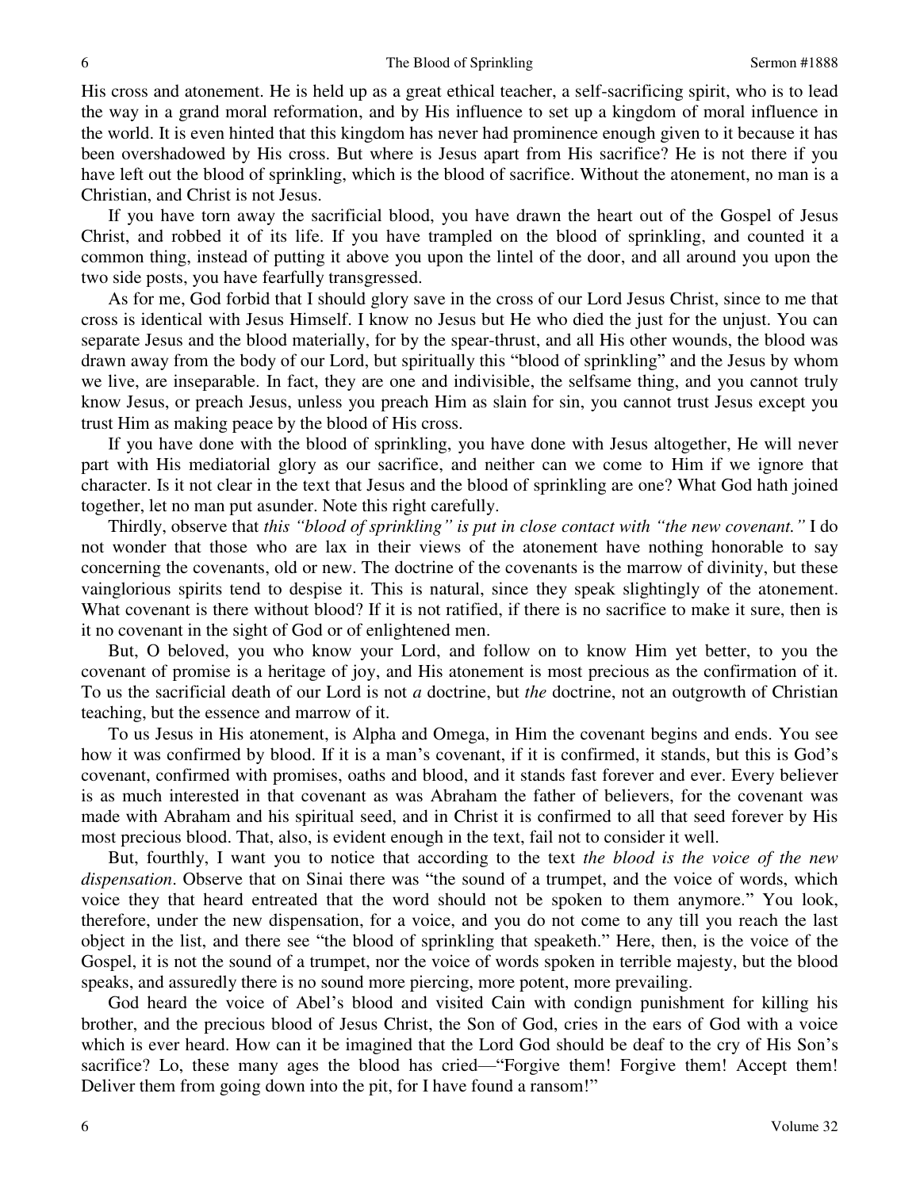His cross and atonement. He is held up as a great ethical teacher, a self-sacrificing spirit, who is to lead the way in a grand moral reformation, and by His influence to set up a kingdom of moral influence in the world. It is even hinted that this kingdom has never had prominence enough given to it because it has been overshadowed by His cross. But where is Jesus apart from His sacrifice? He is not there if you have left out the blood of sprinkling, which is the blood of sacrifice. Without the atonement, no man is a Christian, and Christ is not Jesus.

If you have torn away the sacrificial blood, you have drawn the heart out of the Gospel of Jesus Christ, and robbed it of its life. If you have trampled on the blood of sprinkling, and counted it a common thing, instead of putting it above you upon the lintel of the door, and all around you upon the two side posts, you have fearfully transgressed.

As for me, God forbid that I should glory save in the cross of our Lord Jesus Christ, since to me that cross is identical with Jesus Himself. I know no Jesus but He who died the just for the unjust. You can separate Jesus and the blood materially, for by the spear-thrust, and all His other wounds, the blood was drawn away from the body of our Lord, but spiritually this "blood of sprinkling" and the Jesus by whom we live, are inseparable. In fact, they are one and indivisible, the selfsame thing, and you cannot truly know Jesus, or preach Jesus, unless you preach Him as slain for sin, you cannot trust Jesus except you trust Him as making peace by the blood of His cross.

If you have done with the blood of sprinkling, you have done with Jesus altogether, He will never part with His mediatorial glory as our sacrifice, and neither can we come to Him if we ignore that character. Is it not clear in the text that Jesus and the blood of sprinkling are one? What God hath joined together, let no man put asunder. Note this right carefully.

Thirdly, observe that *this "blood of sprinkling" is put in close contact with "the new covenant."* I do not wonder that those who are lax in their views of the atonement have nothing honorable to say concerning the covenants, old or new. The doctrine of the covenants is the marrow of divinity, but these vainglorious spirits tend to despise it. This is natural, since they speak slightingly of the atonement. What covenant is there without blood? If it is not ratified, if there is no sacrifice to make it sure, then is it no covenant in the sight of God or of enlightened men.

But, O beloved, you who know your Lord, and follow on to know Him yet better, to you the covenant of promise is a heritage of joy, and His atonement is most precious as the confirmation of it. To us the sacrificial death of our Lord is not *a* doctrine, but *the* doctrine, not an outgrowth of Christian teaching, but the essence and marrow of it.

To us Jesus in His atonement, is Alpha and Omega, in Him the covenant begins and ends. You see how it was confirmed by blood. If it is a man's covenant, if it is confirmed, it stands, but this is God's covenant, confirmed with promises, oaths and blood, and it stands fast forever and ever. Every believer is as much interested in that covenant as was Abraham the father of believers, for the covenant was made with Abraham and his spiritual seed, and in Christ it is confirmed to all that seed forever by His most precious blood. That, also, is evident enough in the text, fail not to consider it well.

But, fourthly, I want you to notice that according to the text *the blood is the voice of the new dispensation*. Observe that on Sinai there was "the sound of a trumpet, and the voice of words, which voice they that heard entreated that the word should not be spoken to them anymore." You look, therefore, under the new dispensation, for a voice, and you do not come to any till you reach the last object in the list, and there see "the blood of sprinkling that speaketh." Here, then, is the voice of the Gospel, it is not the sound of a trumpet, nor the voice of words spoken in terrible majesty, but the blood speaks, and assuredly there is no sound more piercing, more potent, more prevailing.

God heard the voice of Abel's blood and visited Cain with condign punishment for killing his brother, and the precious blood of Jesus Christ, the Son of God, cries in the ears of God with a voice which is ever heard. How can it be imagined that the Lord God should be deaf to the cry of His Son's sacrifice? Lo, these many ages the blood has cried—"Forgive them! Forgive them! Accept them! Deliver them from going down into the pit, for I have found a ransom!"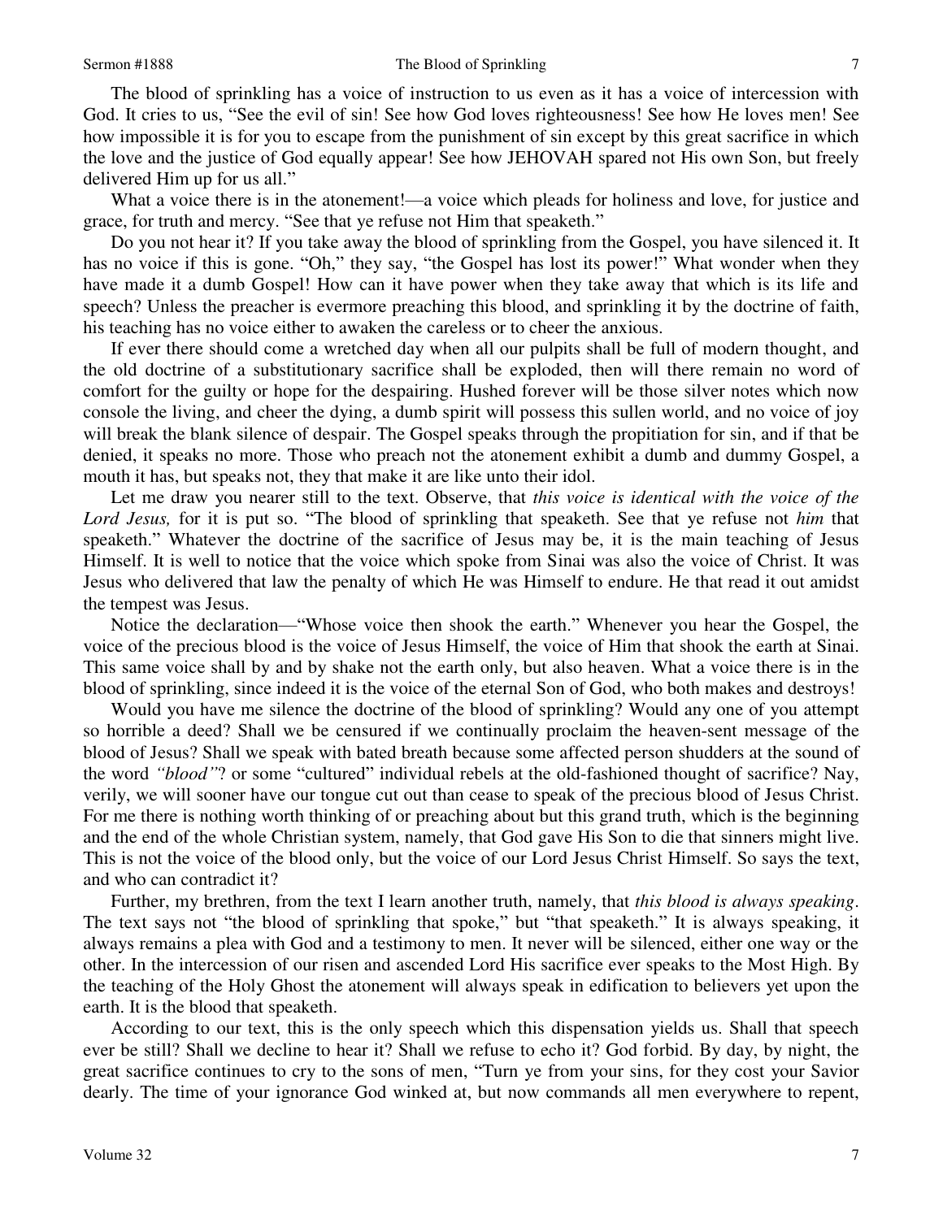The blood of sprinkling has a voice of instruction to us even as it has a voice of intercession with God. It cries to us, "See the evil of sin! See how God loves righteousness! See how He loves men! See how impossible it is for you to escape from the punishment of sin except by this great sacrifice in which the love and the justice of God equally appear! See how JEHOVAH spared not His own Son, but freely delivered Him up for us all."

What a voice there is in the atonement!—a voice which pleads for holiness and love, for justice and grace, for truth and mercy. "See that ye refuse not Him that speaketh."

Do you not hear it? If you take away the blood of sprinkling from the Gospel, you have silenced it. It has no voice if this is gone. "Oh," they say, "the Gospel has lost its power!" What wonder when they have made it a dumb Gospel! How can it have power when they take away that which is its life and speech? Unless the preacher is evermore preaching this blood, and sprinkling it by the doctrine of faith, his teaching has no voice either to awaken the careless or to cheer the anxious.

If ever there should come a wretched day when all our pulpits shall be full of modern thought, and the old doctrine of a substitutionary sacrifice shall be exploded, then will there remain no word of comfort for the guilty or hope for the despairing. Hushed forever will be those silver notes which now console the living, and cheer the dying, a dumb spirit will possess this sullen world, and no voice of joy will break the blank silence of despair. The Gospel speaks through the propitiation for sin, and if that be denied, it speaks no more. Those who preach not the atonement exhibit a dumb and dummy Gospel, a mouth it has, but speaks not, they that make it are like unto their idol.

Let me draw you nearer still to the text. Observe, that *this voice is identical with the voice of the Lord Jesus,* for it is put so. "The blood of sprinkling that speaketh. See that ye refuse not *him* that speaketh." Whatever the doctrine of the sacrifice of Jesus may be, it is the main teaching of Jesus Himself. It is well to notice that the voice which spoke from Sinai was also the voice of Christ. It was Jesus who delivered that law the penalty of which He was Himself to endure. He that read it out amidst the tempest was Jesus.

Notice the declaration—"Whose voice then shook the earth." Whenever you hear the Gospel, the voice of the precious blood is the voice of Jesus Himself, the voice of Him that shook the earth at Sinai. This same voice shall by and by shake not the earth only, but also heaven. What a voice there is in the blood of sprinkling, since indeed it is the voice of the eternal Son of God, who both makes and destroys!

Would you have me silence the doctrine of the blood of sprinkling? Would any one of you attempt so horrible a deed? Shall we be censured if we continually proclaim the heaven-sent message of the blood of Jesus? Shall we speak with bated breath because some affected person shudders at the sound of the word *"blood"*? or some "cultured" individual rebels at the old-fashioned thought of sacrifice? Nay, verily, we will sooner have our tongue cut out than cease to speak of the precious blood of Jesus Christ. For me there is nothing worth thinking of or preaching about but this grand truth, which is the beginning and the end of the whole Christian system, namely, that God gave His Son to die that sinners might live. This is not the voice of the blood only, but the voice of our Lord Jesus Christ Himself. So says the text, and who can contradict it?

Further, my brethren, from the text I learn another truth, namely, that *this blood is always speaking*. The text says not "the blood of sprinkling that spoke," but "that speaketh." It is always speaking, it always remains a plea with God and a testimony to men. It never will be silenced, either one way or the other. In the intercession of our risen and ascended Lord His sacrifice ever speaks to the Most High. By the teaching of the Holy Ghost the atonement will always speak in edification to believers yet upon the earth. It is the blood that speaketh.

According to our text, this is the only speech which this dispensation yields us. Shall that speech ever be still? Shall we decline to hear it? Shall we refuse to echo it? God forbid. By day, by night, the great sacrifice continues to cry to the sons of men, "Turn ye from your sins, for they cost your Savior dearly. The time of your ignorance God winked at, but now commands all men everywhere to repent,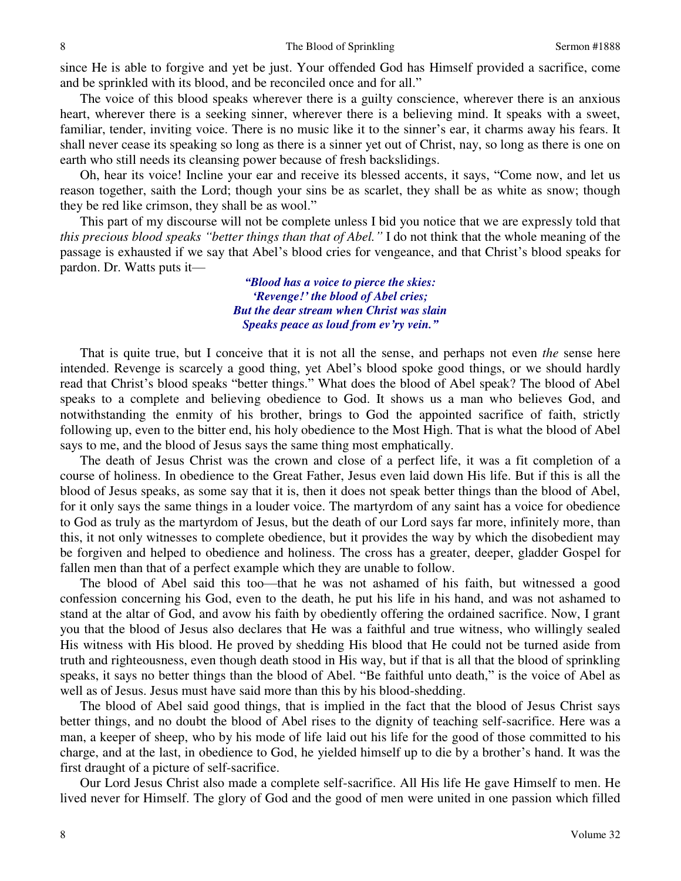since He is able to forgive and yet be just. Your offended God has Himself provided a sacrifice, come and be sprinkled with its blood, and be reconciled once and for all."

The voice of this blood speaks wherever there is a guilty conscience, wherever there is an anxious heart, wherever there is a seeking sinner, wherever there is a believing mind. It speaks with a sweet, familiar, tender, inviting voice. There is no music like it to the sinner's ear, it charms away his fears. It shall never cease its speaking so long as there is a sinner yet out of Christ, nay, so long as there is one on earth who still needs its cleansing power because of fresh backslidings.

Oh, hear its voice! Incline your ear and receive its blessed accents, it says, "Come now, and let us reason together, saith the Lord; though your sins be as scarlet, they shall be as white as snow; though they be red like crimson, they shall be as wool."

This part of my discourse will not be complete unless I bid you notice that we are expressly told that *this precious blood speaks "better things than that of Abel."* I do not think that the whole meaning of the passage is exhausted if we say that Abel's blood cries for vengeance, and that Christ's blood speaks for pardon. Dr. Watts puts it—

> ***"Blood has a voice to pierce the skies:***
> ***'Revenge!' the blood of Abel cries;***
> ***But the dear stream when Christ was slain***
> ***Speaks peace as loud from ev'ry vein."***

That is quite true, but I conceive that it is not all the sense, and perhaps not even *the* sense here intended. Revenge is scarcely a good thing, yet Abel's blood spoke good things, or we should hardly read that Christ's blood speaks "better things." What does the blood of Abel speak? The blood of Abel speaks to a complete and believing obedience to God. It shows us a man who believes God, and notwithstanding the enmity of his brother, brings to God the appointed sacrifice of faith, strictly following up, even to the bitter end, his holy obedience to the Most High. That is what the blood of Abel says to me, and the blood of Jesus says the same thing most emphatically.

The death of Jesus Christ was the crown and close of a perfect life, it was a fit completion of a course of holiness. In obedience to the Great Father, Jesus even laid down His life. But if this is all the blood of Jesus speaks, as some say that it is, then it does not speak better things than the blood of Abel, for it only says the same things in a louder voice. The martyrdom of any saint has a voice for obedience to God as truly as the martyrdom of Jesus, but the death of our Lord says far more, infinitely more, than this, it not only witnesses to complete obedience, but it provides the way by which the disobedient may be forgiven and helped to obedience and holiness. The cross has a greater, deeper, gladder Gospel for fallen men than that of a perfect example which they are unable to follow.

The blood of Abel said this too—that he was not ashamed of his faith, but witnessed a good confession concerning his God, even to the death, he put his life in his hand, and was not ashamed to stand at the altar of God, and avow his faith by obediently offering the ordained sacrifice. Now, I grant you that the blood of Jesus also declares that He was a faithful and true witness, who willingly sealed His witness with His blood. He proved by shedding His blood that He could not be turned aside from truth and righteousness, even though death stood in His way, but if that is all that the blood of sprinkling speaks, it says no better things than the blood of Abel. "Be faithful unto death," is the voice of Abel as well as of Jesus. Jesus must have said more than this by his blood-shedding.

The blood of Abel said good things, that is implied in the fact that the blood of Jesus Christ says better things, and no doubt the blood of Abel rises to the dignity of teaching self-sacrifice. Here was a man, a keeper of sheep, who by his mode of life laid out his life for the good of those committed to his charge, and at the last, in obedience to God, he yielded himself up to die by a brother's hand. It was the first draught of a picture of self-sacrifice.

Our Lord Jesus Christ also made a complete self-sacrifice. All His life He gave Himself to men. He lived never for Himself. The glory of God and the good of men were united in one passion which filled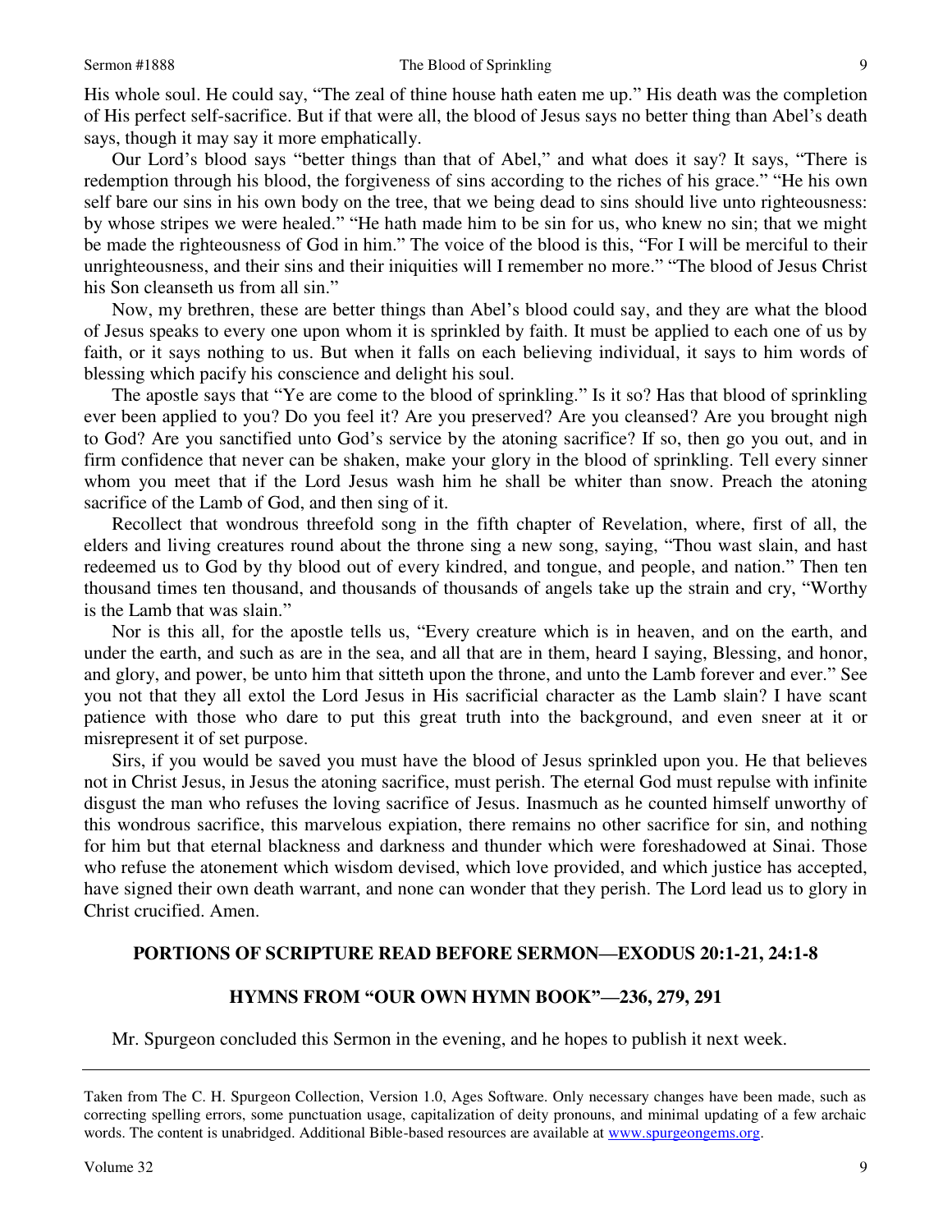His whole soul. He could say, "The zeal of thine house hath eaten me up." His death was the completion of His perfect self-sacrifice. But if that were all, the blood of Jesus says no better thing than Abel's death says, though it may say it more emphatically.

Our Lord's blood says "better things than that of Abel," and what does it say? It says, "There is redemption through his blood, the forgiveness of sins according to the riches of his grace." "He his own self bare our sins in his own body on the tree, that we being dead to sins should live unto righteousness: by whose stripes we were healed." "He hath made him to be sin for us, who knew no sin; that we might be made the righteousness of God in him." The voice of the blood is this, "For I will be merciful to their unrighteousness, and their sins and their iniquities will I remember no more." "The blood of Jesus Christ his Son cleanseth us from all sin."

Now, my brethren, these are better things than Abel's blood could say, and they are what the blood of Jesus speaks to every one upon whom it is sprinkled by faith. It must be applied to each one of us by faith, or it says nothing to us. But when it falls on each believing individual, it says to him words of blessing which pacify his conscience and delight his soul.

The apostle says that "Ye are come to the blood of sprinkling." Is it so? Has that blood of sprinkling ever been applied to you? Do you feel it? Are you preserved? Are you cleansed? Are you brought nigh to God? Are you sanctified unto God's service by the atoning sacrifice? If so, then go you out, and in firm confidence that never can be shaken, make your glory in the blood of sprinkling. Tell every sinner whom you meet that if the Lord Jesus wash him he shall be whiter than snow. Preach the atoning sacrifice of the Lamb of God, and then sing of it.

Recollect that wondrous threefold song in the fifth chapter of Revelation, where, first of all, the elders and living creatures round about the throne sing a new song, saying, "Thou wast slain, and hast redeemed us to God by thy blood out of every kindred, and tongue, and people, and nation." Then ten thousand times ten thousand, and thousands of thousands of angels take up the strain and cry, "Worthy is the Lamb that was slain."

Nor is this all, for the apostle tells us, "Every creature which is in heaven, and on the earth, and under the earth, and such as are in the sea, and all that are in them, heard I saying, Blessing, and honor, and glory, and power, be unto him that sitteth upon the throne, and unto the Lamb forever and ever." See you not that they all extol the Lord Jesus in His sacrificial character as the Lamb slain? I have scant patience with those who dare to put this great truth into the background, and even sneer at it or misrepresent it of set purpose.

Sirs, if you would be saved you must have the blood of Jesus sprinkled upon you. He that believes not in Christ Jesus, in Jesus the atoning sacrifice, must perish. The eternal God must repulse with infinite disgust the man who refuses the loving sacrifice of Jesus. Inasmuch as he counted himself unworthy of this wondrous sacrifice, this marvelous expiation, there remains no other sacrifice for sin, and nothing for him but that eternal blackness and darkness and thunder which were foreshadowed at Sinai. Those who refuse the atonement which wisdom devised, which love provided, and which justice has accepted, have signed their own death warrant, and none can wonder that they perish. The Lord lead us to glory in Christ crucified. Amen.

## PORTIONS OF SCRIPTURE READ BEFORE SERMON—EXODUS 20:1-21, 24:1-8

## HYMNS FROM "OUR OWN HYMN BOOK"—236, 279, 291

Mr. Spurgeon concluded this Sermon in the evening, and he hopes to publish it next week.

---

Taken from The C. H. Spurgeon Collection, Version 1.0, Ages Software. Only necessary changes have been made, such as correcting spelling errors, some punctuation usage, capitalization of deity pronouns, and minimal updating of a few archaic words. The content is unabridged. Additional Bible-based resources are available at www.spurgeongems.org.